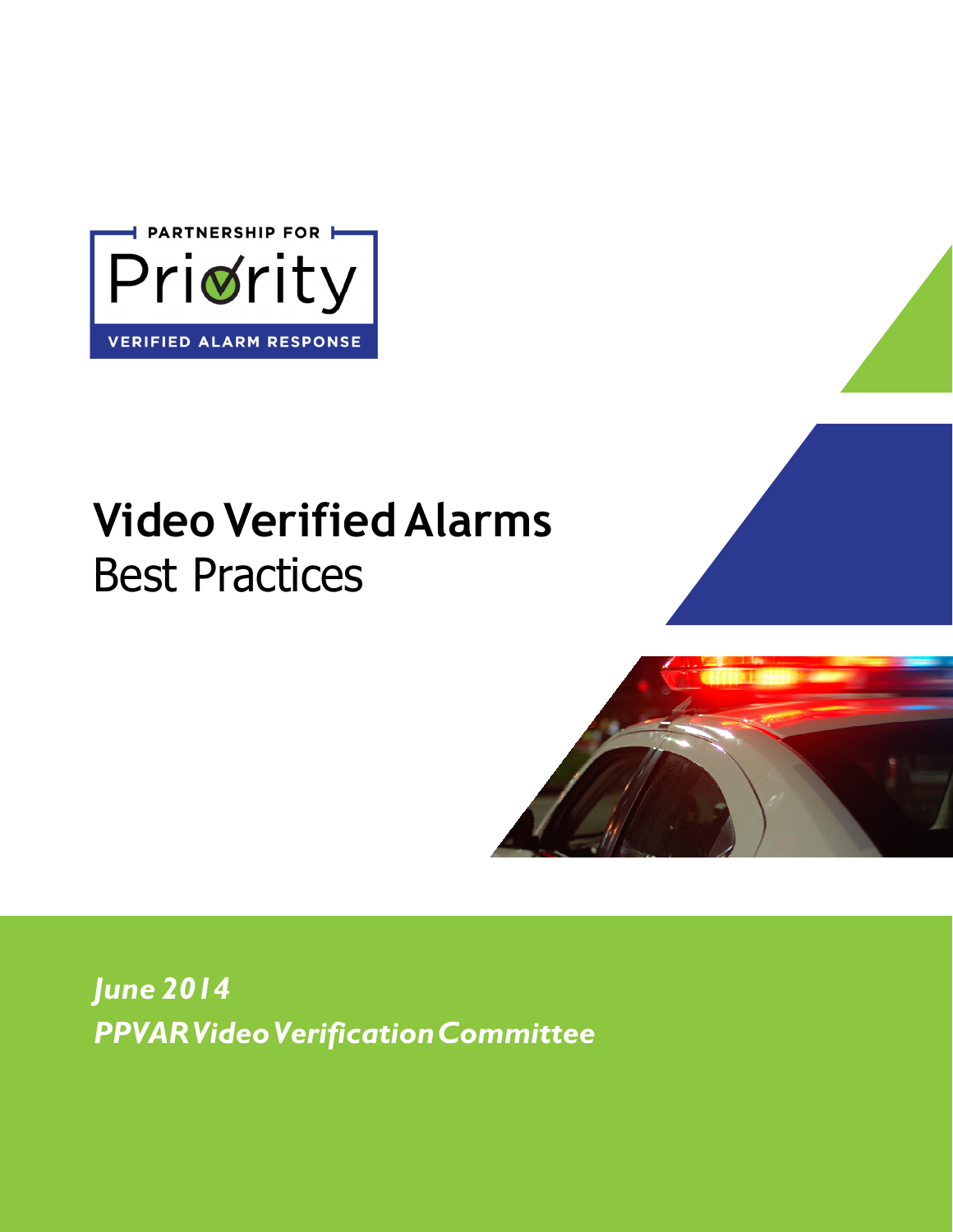PARTNERSHIP FOR

Priority

VERIFIED ALARM RESPONSE

# Video Verified Alarms
## Best Practices

*June 2014*

*PPVAR Video Verification Committee*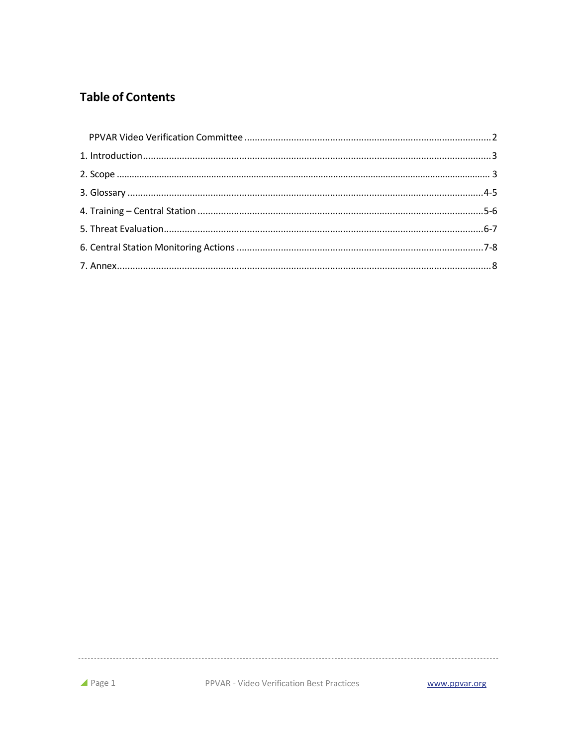## Table of Contents

- PPVAR Video Verification Committee ..... 2
- 1. Introduction ..... 3
- 2. Scope ..... 3
- 3. Glossary ..... 4-5
- 4. Training – Central Station ..... 5-6
- 5. Threat Evaluation ..... 6-7
- 6. Central Station Monitoring Actions ..... 7-8
- 7. Annex ..... 8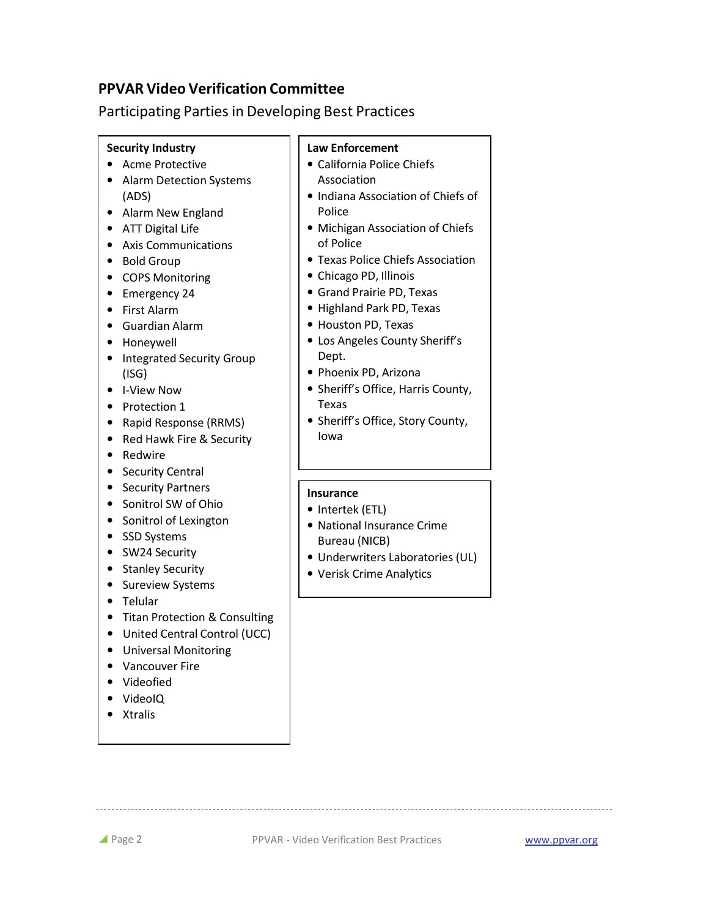## PPVAR Video Verification Committee

Participating Parties in Developing Best Practices

### Security Industry

- Acme Protective
- Alarm Detection Systems (ADS)
- Alarm New England
- ATT Digital Life
- Axis Communications
- Bold Group
- COPS Monitoring
- Emergency 24
- First Alarm
- Guardian Alarm
- Honeywell
- Integrated Security Group (ISG)
- I-View Now
- Protection 1
- Rapid Response (RRMS)
- Red Hawk Fire & Security
- Redwire
- Security Central
- Security Partners
- Sonitrol SW of Ohio
- Sonitrol of Lexington
- SSD Systems
- SW24 Security
- Stanley Security
- Sureview Systems
- Telular
- Titan Protection & Consulting
- United Central Control (UCC)
- Universal Monitoring
- Vancouver Fire
- Videofied
- VideoIQ
- Xtralis

### Law Enforcement

- California Police Chiefs Association
- Indiana Association of Chiefs of Police
- Michigan Association of Chiefs of Police
- Texas Police Chiefs Association
- Chicago PD, Illinois
- Grand Prairie PD, Texas
- Highland Park PD, Texas
- Houston PD, Texas
- Los Angeles County Sheriff's Dept.
- Phoenix PD, Arizona
- Sheriff's Office, Harris County, Texas
- Sheriff's Office, Story County, Iowa

### Insurance

- Intertek (ETL)
- National Insurance Crime Bureau (NICB)
- Underwriters Laboratories (UL)
- Verisk Crime Analytics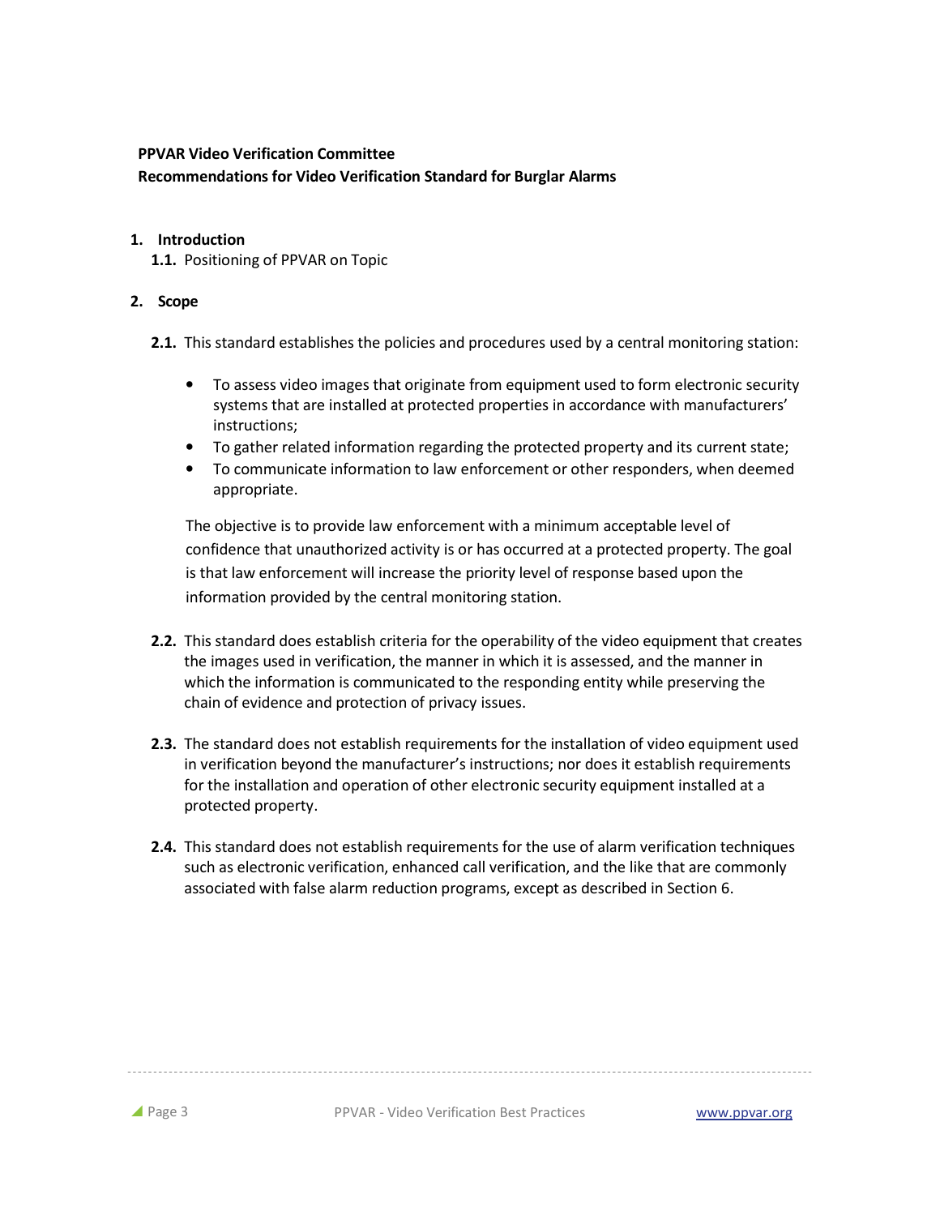**PPVAR Video Verification Committee**
**Recommendations for Video Verification Standard for Burglar Alarms**

1. **Introduction**
   1.1. Positioning of PPVAR on Topic

2. **Scope**

   **2.1.** This standard establishes the policies and procedures used by a central monitoring station:

   - To assess video images that originate from equipment used to form electronic security systems that are installed at protected properties in accordance with manufacturers' instructions;
   - To gather related information regarding the protected property and its current state;
   - To communicate information to law enforcement or other responders, when deemed appropriate.

   The objective is to provide law enforcement with a minimum acceptable level of confidence that unauthorized activity is or has occurred at a protected property. The goal is that law enforcement will increase the priority level of response based upon the information provided by the central monitoring station.

   **2.2.** This standard does establish criteria for the operability of the video equipment that creates the images used in verification, the manner in which it is assessed, and the manner in which the information is communicated to the responding entity while preserving the chain of evidence and protection of privacy issues.

   **2.3.** The standard does not establish requirements for the installation of video equipment used in verification beyond the manufacturer's instructions; nor does it establish requirements for the installation and operation of other electronic security equipment installed at a protected property.

   **2.4.** This standard does not establish requirements for the use of alarm verification techniques such as electronic verification, enhanced call verification, and the like that are commonly associated with false alarm reduction programs, except as described in Section 6.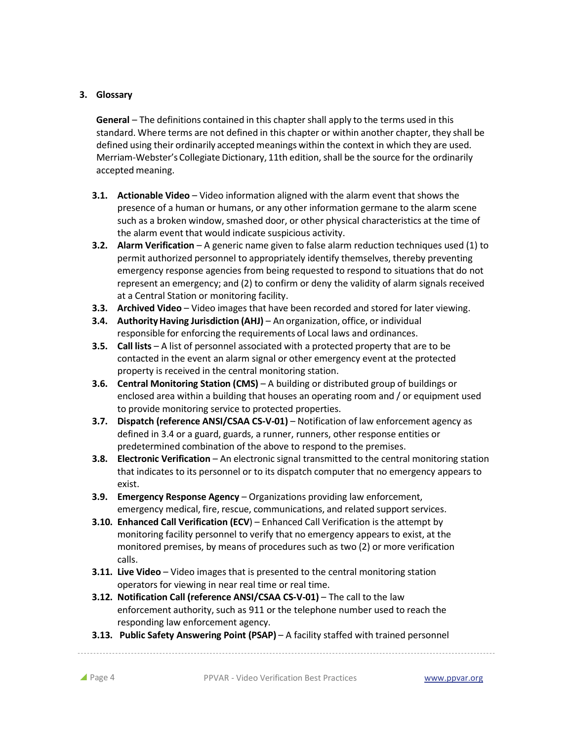## 3. Glossary

**General** – The definitions contained in this chapter shall apply to the terms used in this standard. Where terms are not defined in this chapter or within another chapter, they shall be defined using their ordinarily accepted meanings within the context in which they are used. Merriam-Webster's Collegiate Dictionary, 11th edition, shall be the source for the ordinarily accepted meaning.

- **3.1. Actionable Video** – Video information aligned with the alarm event that shows the presence of a human or humans, or any other information germane to the alarm scene such as a broken window, smashed door, or other physical characteristics at the time of the alarm event that would indicate suspicious activity.
- **3.2. Alarm Verification** – A generic name given to false alarm reduction techniques used (1) to permit authorized personnel to appropriately identify themselves, thereby preventing emergency response agencies from being requested to respond to situations that do not represent an emergency; and (2) to confirm or deny the validity of alarm signals received at a Central Station or monitoring facility.
- **3.3. Archived Video** – Video images that have been recorded and stored for later viewing.
- **3.4. Authority Having Jurisdiction (AHJ)** – An organization, office, or individual responsible for enforcing the requirements of Local laws and ordinances.
- **3.5. Call lists** – A list of personnel associated with a protected property that are to be contacted in the event an alarm signal or other emergency event at the protected property is received in the central monitoring station.
- **3.6. Central Monitoring Station (CMS)** – A building or distributed group of buildings or enclosed area within a building that houses an operating room and / or equipment used to provide monitoring service to protected properties.
- **3.7. Dispatch (reference ANSI/CSAA CS-V-01)** – Notification of law enforcement agency as defined in 3.4 or a guard, guards, a runner, runners, other response entities or predetermined combination of the above to respond to the premises.
- **3.8. Electronic Verification** – An electronic signal transmitted to the central monitoring station that indicates to its personnel or to its dispatch computer that no emergency appears to exist.
- **3.9. Emergency Response Agency** – Organizations providing law enforcement, emergency medical, fire, rescue, communications, and related support services.
- **3.10. Enhanced Call Verification (ECV)** – Enhanced Call Verification is the attempt by monitoring facility personnel to verify that no emergency appears to exist, at the monitored premises, by means of procedures such as two (2) or more verification calls.
- **3.11. Live Video** – Video images that is presented to the central monitoring station operators for viewing in near real time or real time.
- **3.12. Notification Call (reference ANSI/CSAA CS-V-01)** – The call to the law enforcement authority, such as 911 or the telephone number used to reach the responding law enforcement agency.
- **3.13. Public Safety Answering Point (PSAP)** – A facility staffed with trained personnel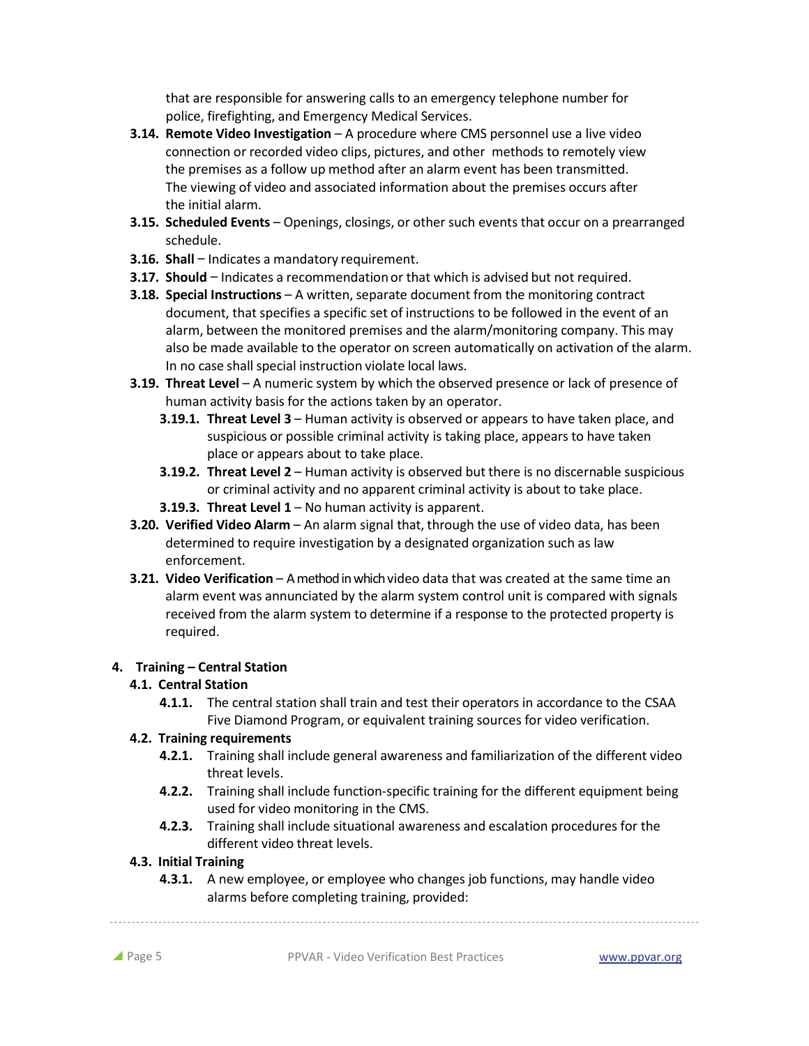that are responsible for answering calls to an emergency telephone number for police, firefighting, and Emergency Medical Services.

**3.14. Remote Video Investigation** – A procedure where CMS personnel use a live video connection or recorded video clips, pictures, and other methods to remotely view the premises as a follow up method after an alarm event has been transmitted. The viewing of video and associated information about the premises occurs after the initial alarm.

**3.15. Scheduled Events** – Openings, closings, or other such events that occur on a prearranged schedule.

**3.16. Shall** – Indicates a mandatory requirement.

**3.17. Should** – Indicates a recommendation or that which is advised but not required.

**3.18. Special Instructions** – A written, separate document from the monitoring contract document, that specifies a specific set of instructions to be followed in the event of an alarm, between the monitored premises and the alarm/monitoring company. This may also be made available to the operator on screen automatically on activation of the alarm. In no case shall special instruction violate local laws.

**3.19. Threat Level** – A numeric system by which the observed presence or lack of presence of human activity basis for the actions taken by an operator.

- **3.19.1. Threat Level 3** – Human activity is observed or appears to have taken place, and suspicious or possible criminal activity is taking place, appears to have taken place or appears about to take place.
- **3.19.2. Threat Level 2** – Human activity is observed but there is no discernable suspicious or criminal activity and no apparent criminal activity is about to take place.
- **3.19.3. Threat Level 1** – No human activity is apparent.

**3.20. Verified Video Alarm** – An alarm signal that, through the use of video data, has been determined to require investigation by a designated organization such as law enforcement.

**3.21. Video Verification** – A method in which video data that was created at the same time an alarm event was annunciated by the alarm system control unit is compared with signals received from the alarm system to determine if a response to the protected property is required.

## 4. Training – Central Station

### 4.1. Central Station

- **4.1.1.** The central station shall train and test their operators in accordance to the CSAA Five Diamond Program, or equivalent training sources for video verification.

### 4.2. Training requirements

- **4.2.1.** Training shall include general awareness and familiarization of the different video threat levels.
- **4.2.2.** Training shall include function-specific training for the different equipment being used for video monitoring in the CMS.
- **4.2.3.** Training shall include situational awareness and escalation procedures for the different video threat levels.

### 4.3. Initial Training

- **4.3.1.** A new employee, or employee who changes job functions, may handle video alarms before completing training, provided: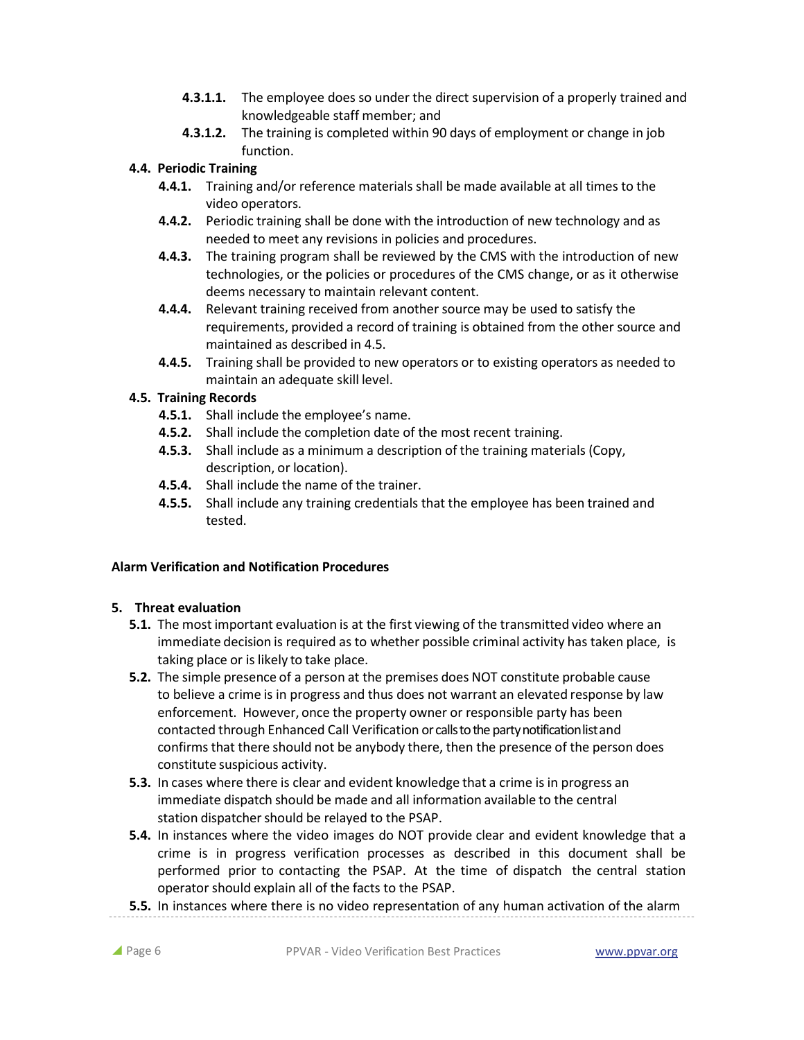- **4.3.1.1.** The employee does so under the direct supervision of a properly trained and knowledgeable staff member; and
- **4.3.1.2.** The training is completed within 90 days of employment or change in job function.

**4.4. Periodic Training**

- **4.4.1.** Training and/or reference materials shall be made available at all times to the video operators.
- **4.4.2.** Periodic training shall be done with the introduction of new technology and as needed to meet any revisions in policies and procedures.
- **4.4.3.** The training program shall be reviewed by the CMS with the introduction of new technologies, or the policies or procedures of the CMS change, or as it otherwise deems necessary to maintain relevant content.
- **4.4.4.** Relevant training received from another source may be used to satisfy the requirements, provided a record of training is obtained from the other source and maintained as described in 4.5.
- **4.4.5.** Training shall be provided to new operators or to existing operators as needed to maintain an adequate skill level.

**4.5. Training Records**

- **4.5.1.** Shall include the employee's name.
- **4.5.2.** Shall include the completion date of the most recent training.
- **4.5.3.** Shall include as a minimum a description of the training materials (Copy, description, or location).
- **4.5.4.** Shall include the name of the trainer.
- **4.5.5.** Shall include any training credentials that the employee has been trained and tested.

## Alarm Verification and Notification Procedures

**5. Threat evaluation**

- **5.1.** The most important evaluation is at the first viewing of the transmitted video where an immediate decision is required as to whether possible criminal activity has taken place, is taking place or is likely to take place.
- **5.2.** The simple presence of a person at the premises does NOT constitute probable cause to believe a crime is in progress and thus does not warrant an elevated response by law enforcement. However, once the property owner or responsible party has been contacted through Enhanced Call Verification or calls to the party notification list and confirms that there should not be anybody there, then the presence of the person does constitute suspicious activity.
- **5.3.** In cases where there is clear and evident knowledge that a crime is in progress an immediate dispatch should be made and all information available to the central station dispatcher should be relayed to the PSAP.
- **5.4.** In instances where the video images do NOT provide clear and evident knowledge that a crime is in progress verification processes as described in this document shall be performed prior to contacting the PSAP. At the time of dispatch the central station operator should explain all of the facts to the PSAP.
- **5.5.** In instances where there is no video representation of any human activation of the alarm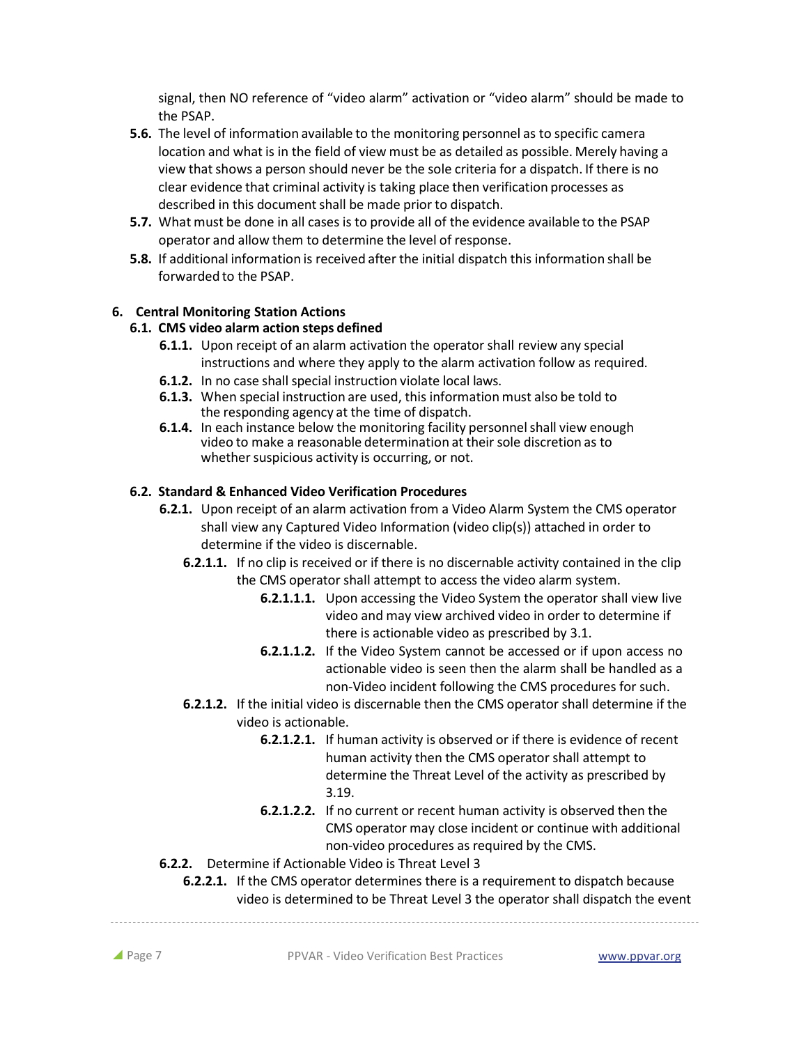signal, then NO reference of "video alarm" activation or "video alarm" should be made to the PSAP.

**5.6.** The level of information available to the monitoring personnel as to specific camera location and what is in the field of view must be as detailed as possible. Merely having a view that shows a person should never be the sole criteria for a dispatch. If there is no clear evidence that criminal activity is taking place then verification processes as described in this document shall be made prior to dispatch.

**5.7.** What must be done in all cases is to provide all of the evidence available to the PSAP operator and allow them to determine the level of response.

**5.8.** If additional information is received after the initial dispatch this information shall be forwarded to the PSAP.

## 6. Central Monitoring Station Actions

### 6.1. CMS video alarm action steps defined

**6.1.1.** Upon receipt of an alarm activation the operator shall review any special instructions and where they apply to the alarm activation follow as required.

**6.1.2.** In no case shall special instruction violate local laws.

**6.1.3.** When special instruction are used, this information must also be told to the responding agency at the time of dispatch.

**6.1.4.** In each instance below the monitoring facility personnel shall view enough video to make a reasonable determination at their sole discretion as to whether suspicious activity is occurring, or not.

### 6.2. Standard & Enhanced Video Verification Procedures

**6.2.1.** Upon receipt of an alarm activation from a Video Alarm System the CMS operator shall view any Captured Video Information (video clip(s)) attached in order to determine if the video is discernable.

**6.2.1.1.** If no clip is received or if there is no discernable activity contained in the clip the CMS operator shall attempt to access the video alarm system.

**6.2.1.1.1.** Upon accessing the Video System the operator shall view live video and may view archived video in order to determine if there is actionable video as prescribed by 3.1.

**6.2.1.1.2.** If the Video System cannot be accessed or if upon access no actionable video is seen then the alarm shall be handled as a non-Video incident following the CMS procedures for such.

**6.2.1.2.** If the initial video is discernable then the CMS operator shall determine if the video is actionable.

**6.2.1.2.1.** If human activity is observed or if there is evidence of recent human activity then the CMS operator shall attempt to determine the Threat Level of the activity as prescribed by 3.19.

**6.2.1.2.2.** If no current or recent human activity is observed then the CMS operator may close incident or continue with additional non-video procedures as required by the CMS.

**6.2.2.** Determine if Actionable Video is Threat Level 3

**6.2.2.1.** If the CMS operator determines there is a requirement to dispatch because video is determined to be Threat Level 3 the operator shall dispatch the event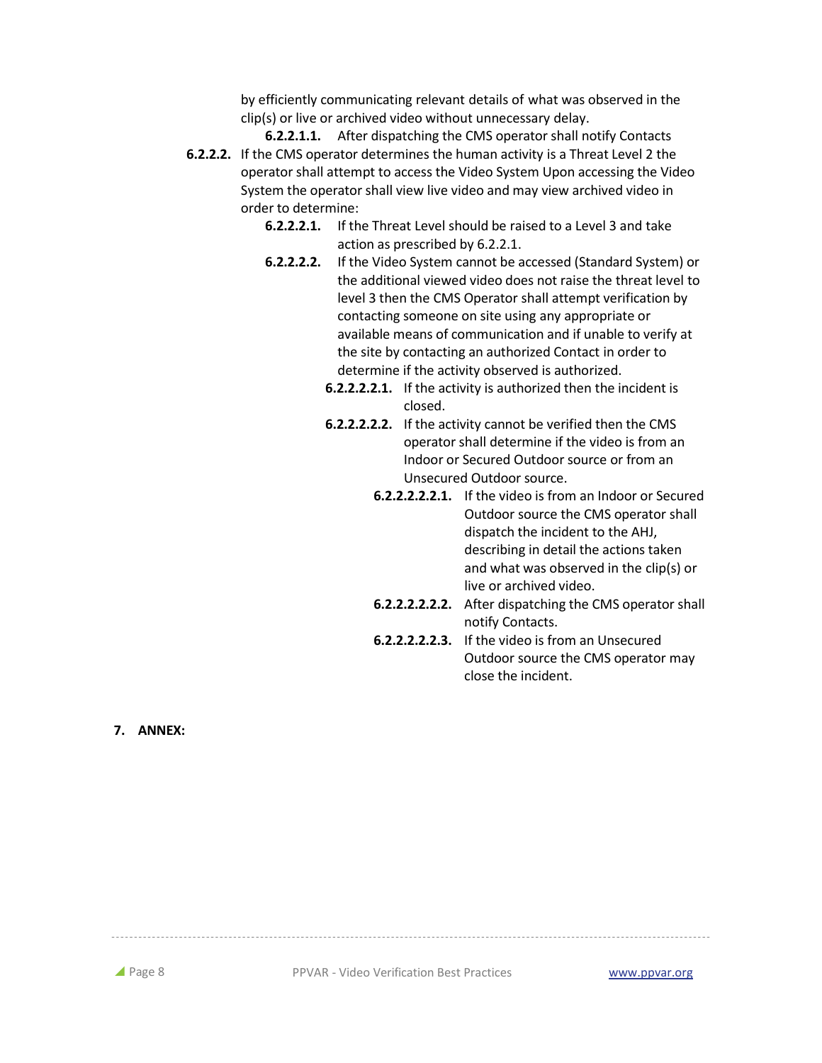by efficiently communicating relevant details of what was observed in the clip(s) or live or archived video without unnecessary delay.

**6.2.2.1.1.** After dispatching the CMS operator shall notify Contacts

**6.2.2.2.** If the CMS operator determines the human activity is a Threat Level 2 the operator shall attempt to access the Video System Upon accessing the Video System the operator shall view live video and may view archived video in order to determine:

**6.2.2.2.1.** If the Threat Level should be raised to a Level 3 and take action as prescribed by 6.2.2.1.

**6.2.2.2.2.** If the Video System cannot be accessed (Standard System) or the additional viewed video does not raise the threat level to level 3 then the CMS Operator shall attempt verification by contacting someone on site using any appropriate or available means of communication and if unable to verify at the site by contacting an authorized Contact in order to determine if the activity observed is authorized.

**6.2.2.2.2.1.** If the activity is authorized then the incident is closed.

**6.2.2.2.2.2.** If the activity cannot be verified then the CMS operator shall determine if the video is from an Indoor or Secured Outdoor source or from an Unsecured Outdoor source.

**6.2.2.2.2.2.1.** If the video is from an Indoor or Secured Outdoor source the CMS operator shall dispatch the incident to the AHJ, describing in detail the actions taken and what was observed in the clip(s) or live or archived video.

**6.2.2.2.2.2.2.** After dispatching the CMS operator shall notify Contacts.

**6.2.2.2.2.2.3.** If the video is from an Unsecured Outdoor source the CMS operator may close the incident.

## 7. ANNEX: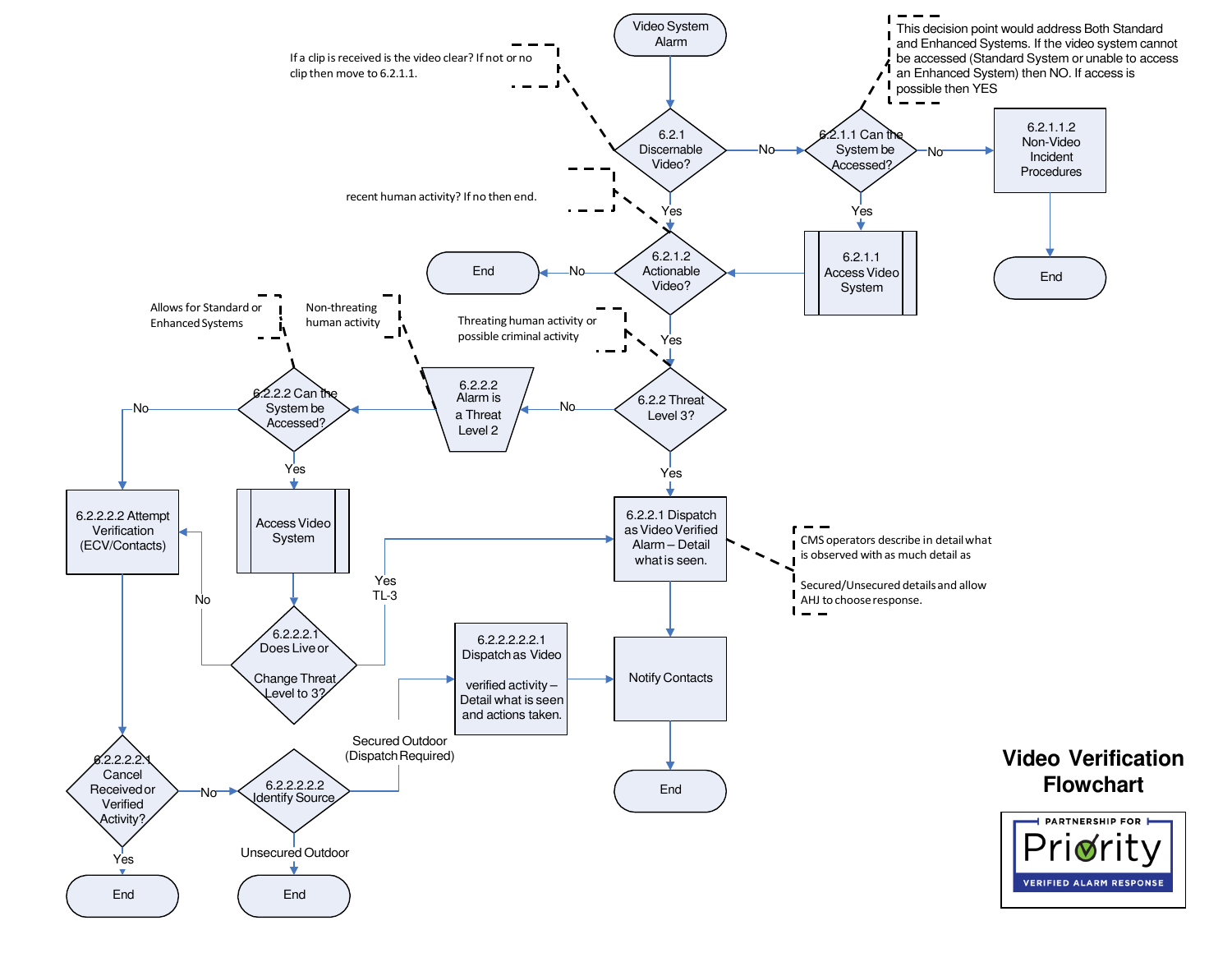# Video Verification Flowchart

PARTNERSHIP FOR Priority VERIFIED ALARM RESPONSE

Video System Alarm

6.2.1 Discernable Video?

If a clip is received is the video clear? If not or no clip then move to 6.2.1.1.

No

6.2.1.1 Can the System be Accessed?

This decision point would address Both Standard and Enhanced Systems. If the video system cannot be accessed (Standard System or unable to access an Enhanced System) then NO. If access is possible then YES

No

6.2.1.1.2 Non-Video Incident Procedures

End

Yes

6.2.1.1 Access Video System

Yes

6.2.1.2 Actionable Video?

recent human activity? If no then end.

No

End

Yes

Threating human activity or possible criminal activity

6.2.2 Threat Level 3?

No

6.2.2.2 Alarm is a Threat Level 2

Non-threating human activity

6.2.2.2 Can the System be Accessed?

Allows for Standard or Enhanced Systems

No

6.2.2.2.2 Attempt Verification (ECV/Contacts)

Yes

Access Video System

6.2.2.2.1 Does Live or Change Threat Level to 3?

No

Yes TL-3

Yes

6.2.2.1 Dispatch as Video Verified Alarm – Detail what is seen.

CMS operators describe in detail what is observed with as much detail as

Secured/Unsecured details and allow AHJ to choose response.

Notify Contacts

End

6.2.2.2.2.1 Cancel Received or Verified Activity?

Yes

End

No

6.2.2.2.2.2 Identify Source

Secured Outdoor (Dispatch Required)

6.2.2.2.2.2.1 Dispatch as Video verified activity – Detail what is seen and actions taken.

Unsecured Outdoor

End